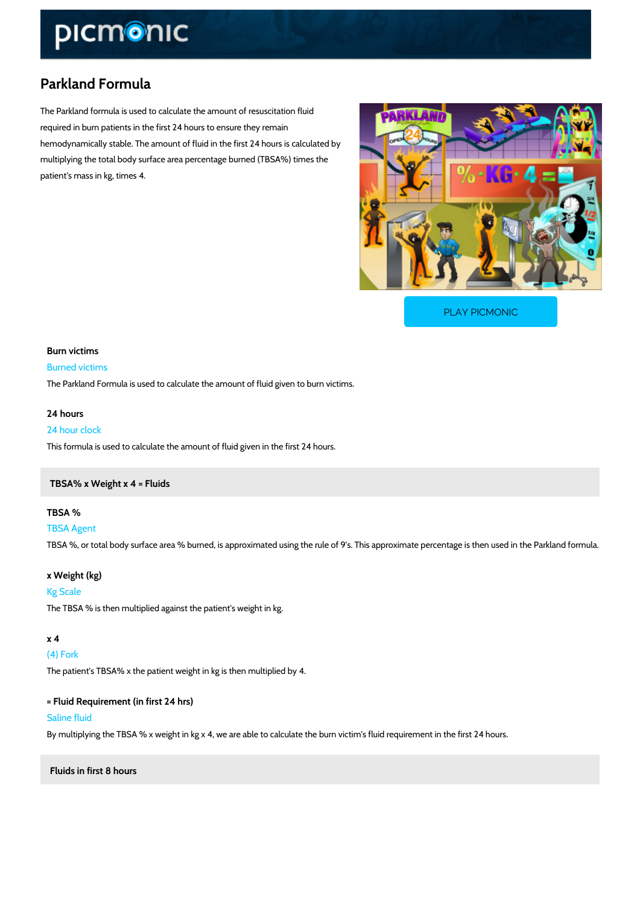# Parkland Formula

The Parkland formula is used to calculate the amount of resuscitation fluid required in burn patients in the first 24 hours to ensure they remain hemodynamically stable. The amount of fluid in the first 24 hours is calculated by multiplying the total body surface area percentage burned (TBSA%) times the patient's mass in kg, times 4.

PLAY PICMONIC

### Burn victims

Burned victims

The Parkland Formula is used to calculate the amount of fluid given to burn victims.

### 24 hours

24 hour clock

This formula is used to calculate the amount of fluid given in the first 24 hours.

## TBSA% x Weight x 4 = Fluids

### TBSA %

TBSA Agent

TBSA %, or total body surface area % burned, is approximated using the rule of 9's. This approximate percentage is then used in the Parkland formula.

### x Weight (kg)

Kg Scale

The TBSA % is then multiplied against the patient's weight in kg.

### x 4

(4) Fork

The patient's TBSA% x the patient weight in kg is then multiplied by 4.

### = Fluid Requirement (in first 24 hrs)

Saline fluid

By multiplying the TBSA % x weight in kg x 4, we are able to calculate the burn victim's fluid requirement in the first 24 hours.

## Fluids in first 8 hours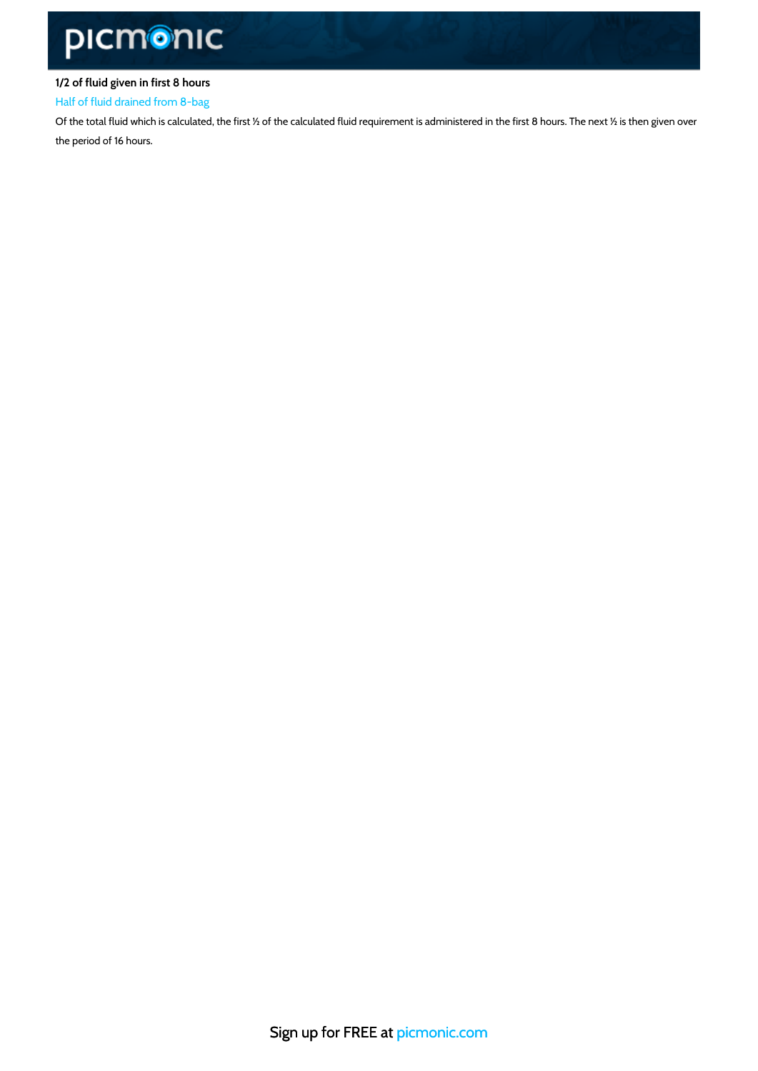**1/2 of fluid given in first 8 hours**

Half of fluid drained from 8-bag

Of the total fluid which is calculated, the first ½ of the calculated fluid requirement is administered in the first 8 hours. The next ½ is then given over the period of 16 hours.